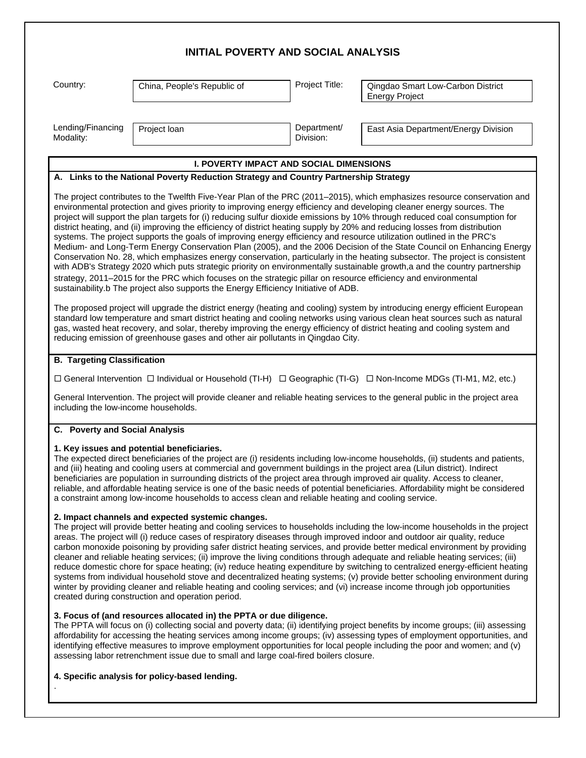# INITIAL POVERTY AND SOCIAL ANALYSIS

| Country: | China, People's Republic of | Project Title: | Qingdao Smart Low-Carbon District Energy Project |
|---|---|---|---|
| Lending/Financing Modality: | Project loan | Department/ Division: | East Asia Department/Energy Division |

## I. POVERTY IMPACT AND SOCIAL DIMENSIONS

### A. Links to the National Poverty Reduction Strategy and Country Partnership Strategy

The project contributes to the Twelfth Five-Year Plan of the PRC (2011–2015), which emphasizes resource conservation and environmental protection and gives priority to improving energy efficiency and developing cleaner energy sources. The project will support the plan targets for (i) reducing sulfur dioxide emissions by 10% through reduced coal consumption for district heating, and (ii) improving the efficiency of district heating supply by 20% and reducing losses from distribution systems. The project supports the goals of improving energy efficiency and resource utilization outlined in the PRC's Medium- and Long-Term Energy Conservation Plan (2005), and the 2006 Decision of the State Council on Enhancing Energy Conservation No. 28, which emphasizes energy conservation, particularly in the heating subsector. The project is consistent with ADB's Strategy 2020 which puts strategic priority on environmentally sustainable growth,a and the country partnership strategy, 2011–2015 for the PRC which focuses on the strategic pillar on resource efficiency and environmental sustainability.b The project also supports the Energy Efficiency Initiative of ADB.

The proposed project will upgrade the district energy (heating and cooling) system by introducing energy efficient European standard low temperature and smart district heating and cooling networks using various clean heat sources such as natural gas, wasted heat recovery, and solar, thereby improving the energy efficiency of district heating and cooling system and reducing emission of greenhouse gases and other air pollutants in Qingdao City.

### B. Targeting Classification

☐ General Intervention ☐ Individual or Household (TI-H) ☐ Geographic (TI-G) ☐ Non-Income MDGs (TI-M1, M2, etc.)

General Intervention. The project will provide cleaner and reliable heating services to the general public in the project area including the low-income households.

### C. Poverty and Social Analysis

**1. Key issues and potential beneficiaries.**
The expected direct beneficiaries of the project are (i) residents including low-income households, (ii) students and patients, and (iii) heating and cooling users at commercial and government buildings in the project area (Lilun district). Indirect beneficiaries are population in surrounding districts of the project area through improved air quality. Access to cleaner, reliable, and affordable heating service is one of the basic needs of potential beneficiaries. Affordability might be considered a constraint among low-income households to access clean and reliable heating and cooling service.

**2. Impact channels and expected systemic changes.**
The project will provide better heating and cooling services to households including the low-income households in the project areas. The project will (i) reduce cases of respiratory diseases through improved indoor and outdoor air quality, reduce carbon monoxide poisoning by providing safer district heating services, and provide better medical environment by providing cleaner and reliable heating services; (ii) improve the living conditions through adequate and reliable heating services; (iii) reduce domestic chore for space heating; (iv) reduce heating expenditure by switching to centralized energy-efficient heating systems from individual household stove and decentralized heating systems; (v) provide better schooling environment during winter by providing cleaner and reliable heating and cooling services; and (vi) increase income through job opportunities created during construction and operation period.

**3. Focus of (and resources allocated in) the PPTA or due diligence.**
The PPTA will focus on (i) collecting social and poverty data; (ii) identifying project benefits by income groups; (iii) assessing affordability for accessing the heating services among income groups; (iv) assessing types of employment opportunities, and identifying effective measures to improve employment opportunities for local people including the poor and women; and (v) assessing labor retrenchment issue due to small and large coal-fired boilers closure.

**4. Specific analysis for policy-based lending.**

.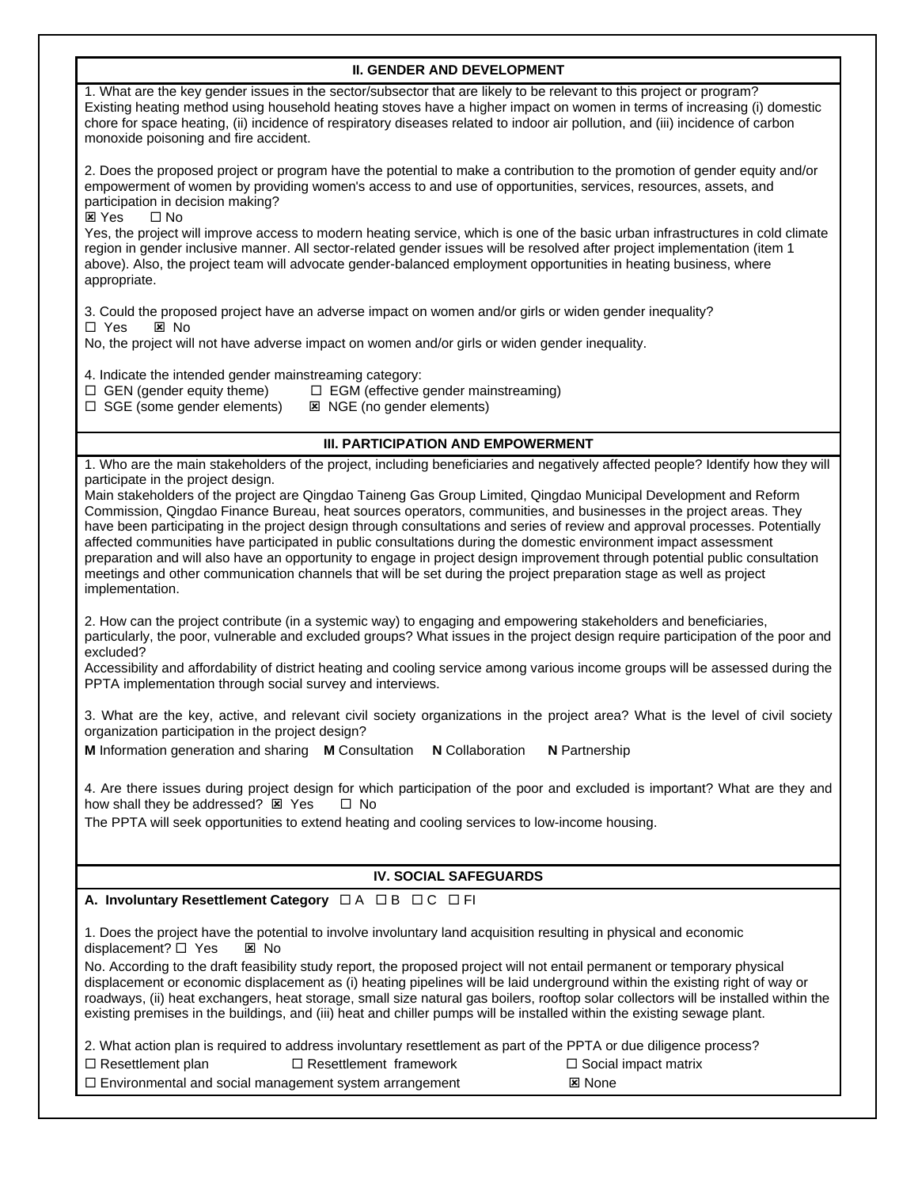## II. GENDER AND DEVELOPMENT

1. What are the key gender issues in the sector/subsector that are likely to be relevant to this project or program?
Existing heating method using household heating stoves have a higher impact on women in terms of increasing (i) domestic chore for space heating, (ii) incidence of respiratory diseases related to indoor air pollution, and (iii) incidence of carbon monoxide poisoning and fire accident.

2. Does the proposed project or program have the potential to make a contribution to the promotion of gender equity and/or empowerment of women by providing women's access to and use of opportunities, services, resources, assets, and participation in decision making?
☒ Yes ☐ No
Yes, the project will improve access to modern heating service, which is one of the basic urban infrastructures in cold climate region in gender inclusive manner. All sector-related gender issues will be resolved after project implementation (item 1 above). Also, the project team will advocate gender-balanced employment opportunities in heating business, where appropriate.

3. Could the proposed project have an adverse impact on women and/or girls or widen gender inequality?
☐ Yes ☒ No
No, the project will not have adverse impact on women and/or girls or widen gender inequality.

4. Indicate the intended gender mainstreaming category:
☐ GEN (gender equity theme) ☐ EGM (effective gender mainstreaming)
☐ SGE (some gender elements) ☒ NGE (no gender elements)

## III. PARTICIPATION AND EMPOWERMENT

1. Who are the main stakeholders of the project, including beneficiaries and negatively affected people? Identify how they will participate in the project design.
Main stakeholders of the project are Qingdao Taineng Gas Group Limited, Qingdao Municipal Development and Reform Commission, Qingdao Finance Bureau, heat sources operators, communities, and businesses in the project areas. They have been participating in the project design through consultations and series of review and approval processes. Potentially affected communities have participated in public consultations during the domestic environment impact assessment preparation and will also have an opportunity to engage in project design improvement through potential public consultation meetings and other communication channels that will be set during the project preparation stage as well as project implementation.

2. How can the project contribute (in a systemic way) to engaging and empowering stakeholders and beneficiaries, particularly, the poor, vulnerable and excluded groups? What issues in the project design require participation of the poor and excluded?
Accessibility and affordability of district heating and cooling service among various income groups will be assessed during the PPTA implementation through social survey and interviews.

3. What are the key, active, and relevant civil society organizations in the project area? What is the level of civil society organization participation in the project design?
**M** Information generation and sharing **M** Consultation **N** Collaboration **N** Partnership

4. Are there issues during project design for which participation of the poor and excluded is important? What are they and how shall they be addressed? ☒ Yes ☐ No
The PPTA will seek opportunities to extend heating and cooling services to low-income housing.

## IV. SOCIAL SAFEGUARDS

**A. Involuntary Resettlement Category** ☐ A ☐ B ☐ C ☐ FI

1. Does the project have the potential to involve involuntary land acquisition resulting in physical and economic displacement? ☐ Yes ☒ No
No. According to the draft feasibility study report, the proposed project will not entail permanent or temporary physical displacement or economic displacement as (i) heating pipelines will be laid underground within the existing right of way or roadways, (ii) heat exchangers, heat storage, small size natural gas boilers, rooftop solar collectors will be installed within the existing premises in the buildings, and (iii) heat and chiller pumps will be installed within the existing sewage plant.

2. What action plan is required to address involuntary resettlement as part of the PPTA or due diligence process?
☐ Resettlement plan ☐ Resettlement framework ☐ Social impact matrix
☐ Environmental and social management system arrangement ☒ None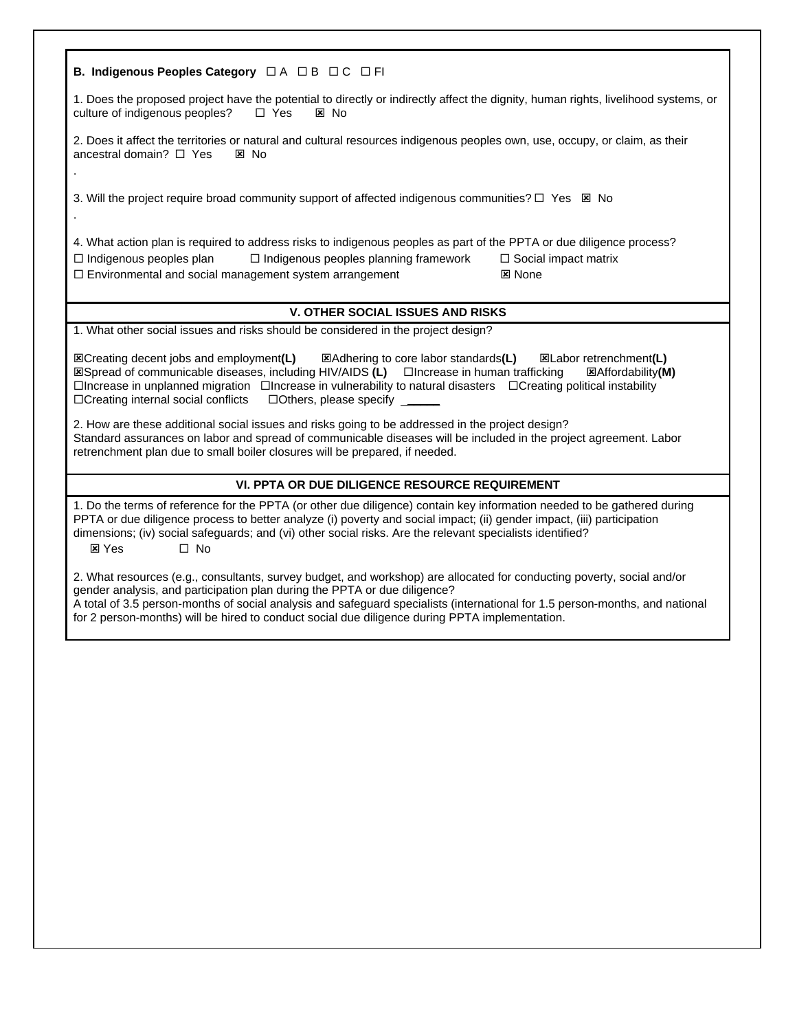**B. Indigenous Peoples Category** ☐ A ☐ B ☐ C ☐ FI

1. Does the proposed project have the potential to directly or indirectly affect the dignity, human rights, livelihood systems, or culture of indigenous peoples? ☐ Yes ☒ No

2. Does it affect the territories or natural and cultural resources indigenous peoples own, use, occupy, or claim, as their ancestral domain? ☐ Yes ☒ No

.

3. Will the project require broad community support of affected indigenous communities? ☐ Yes ☒ No

.

4. What action plan is required to address risks to indigenous peoples as part of the PPTA or due diligence process?

☐ Indigenous peoples plan ☐ Indigenous peoples planning framework ☐ Social impact matrix
☐ Environmental and social management system arrangement ☒ None

## V. OTHER SOCIAL ISSUES AND RISKS

1. What other social issues and risks should be considered in the project design?

☒Creating decent jobs and employment**(L)** ☒Adhering to core labor standards**(L)** ☒Labor retrenchment**(L)**
☒Spread of communicable diseases, including HIV/AIDS **(L)** ☐Increase in human trafficking ☒Affordability**(M)**
☐Increase in unplanned migration ☐Increase in vulnerability to natural disasters ☐Creating political instability
☐Creating internal social conflicts ☐Others, please specify _____

2. How are these additional social issues and risks going to be addressed in the project design?
Standard assurances on labor and spread of communicable diseases will be included in the project agreement. Labor retrenchment plan due to small boiler closures will be prepared, if needed.

## VI. PPTA OR DUE DILIGENCE RESOURCE REQUIREMENT

1. Do the terms of reference for the PPTA (or other due diligence) contain key information needed to be gathered during PPTA or due diligence process to better analyze (i) poverty and social impact; (ii) gender impact, (iii) participation dimensions; (iv) social safeguards; and (vi) other social risks. Are the relevant specialists identified?
☒ Yes ☐ No

2. What resources (e.g., consultants, survey budget, and workshop) are allocated for conducting poverty, social and/or gender analysis, and participation plan during the PPTA or due diligence?
A total of 3.5 person-months of social analysis and safeguard specialists (international for 1.5 person-months, and national for 2 person-months) will be hired to conduct social due diligence during PPTA implementation.